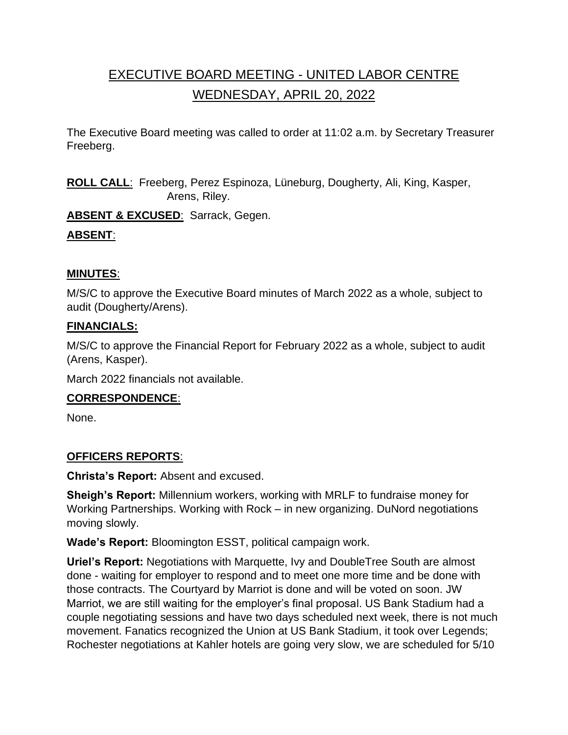# EXECUTIVE BOARD MEETING - UNITED LABOR CENTRE

## WEDNESDAY, APRIL 20, 2022

The Executive Board meeting was called to order at 11:02 a.m. by Secretary Treasurer Freeberg.

**ROLL CALL**: Freeberg, Perez Espinoza, Lüneburg, Dougherty, Ali, King, Kasper, Arens, Riley.

**ABSENT & EXCUSED**: Sarrack, Gegen.

**ABSENT**:

**MINUTES**:

M/S/C to approve the Executive Board minutes of March 2022 as a whole, subject to audit (Dougherty/Arens).

**FINANCIALS:**

M/S/C to approve the Financial Report for February 2022 as a whole, subject to audit (Arens, Kasper).

March 2022 financials not available.

**CORRESPONDENCE**:

None.

**OFFICERS REPORTS**:

**Christa's Report:** Absent and excused.

**Sheigh's Report:** Millennium workers, working with MRLF to fundraise money for Working Partnerships. Working with Rock – in new organizing. DuNord negotiations moving slowly.

**Wade's Report:** Bloomington ESST, political campaign work.

**Uriel's Report:** Negotiations with Marquette, Ivy and DoubleTree South are almost done - waiting for employer to respond and to meet one more time and be done with those contracts. The Courtyard by Marriot is done and will be voted on soon. JW Marriot, we are still waiting for the employer's final proposal. US Bank Stadium had a couple negotiating sessions and have two days scheduled next week, there is not much movement. Fanatics recognized the Union at US Bank Stadium, it took over Legends; Rochester negotiations at Kahler hotels are going very slow, we are scheduled for 5/10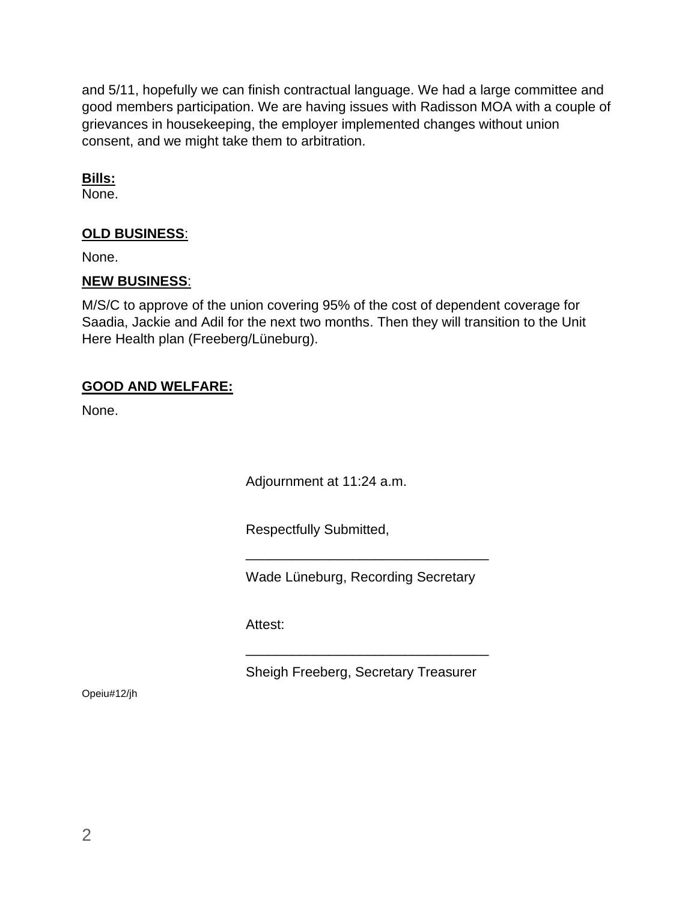and 5/11, hopefully we can finish contractual language. We had a large committee and good members participation. We are having issues with Radisson MOA with a couple of grievances in housekeeping, the employer implemented changes without union consent, and we might take them to arbitration.

**Bills:**
None.

**OLD BUSINESS**:

None.

**NEW BUSINESS**:

M/S/C to approve of the union covering 95% of the cost of dependent coverage for Saadia, Jackie and Adil for the next two months. Then they will transition to the Unit Here Health plan (Freeberg/Lüneburg).

**GOOD AND WELFARE:**

None.

Adjournment at 11:24 a.m.

Respectfully Submitted,

________________________________
Wade Lüneburg, Recording Secretary

Attest:

________________________________
Sheigh Freeberg, Secretary Treasurer

Opeiu#12/jh